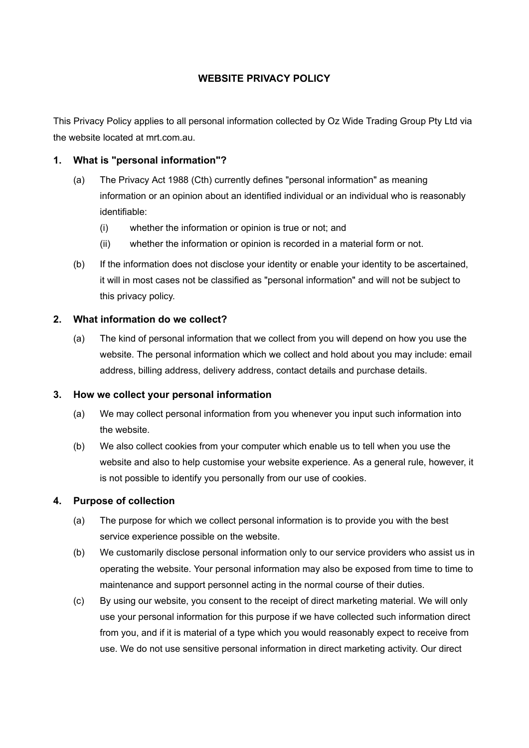# WEBSITE PRIVACY POLICY

This Privacy Policy applies to all personal information collected by Oz Wide Trading Group Pty Ltd via the website located at mrt.com.au.

## 1. What is "personal information"?

(a) The Privacy Act 1988 (Cth) currently defines "personal information" as meaning information or an opinion about an identified individual or an individual who is reasonably identifiable:

  (i) whether the information or opinion is true or not; and

  (ii) whether the information or opinion is recorded in a material form or not.

(b) If the information does not disclose your identity or enable your identity to be ascertained, it will in most cases not be classified as "personal information" and will not be subject to this privacy policy.

## 2. What information do we collect?

(a) The kind of personal information that we collect from you will depend on how you use the website. The personal information which we collect and hold about you may include: email address, billing address, delivery address, contact details and purchase details.

## 3. How we collect your personal information

(a) We may collect personal information from you whenever you input such information into the website.

(b) We also collect cookies from your computer which enable us to tell when you use the website and also to help customise your website experience. As a general rule, however, it is not possible to identify you personally from our use of cookies.

## 4. Purpose of collection

(a) The purpose for which we collect personal information is to provide you with the best service experience possible on the website.

(b) We customarily disclose personal information only to our service providers who assist us in operating the website. Your personal information may also be exposed from time to time to maintenance and support personnel acting in the normal course of their duties.

(c) By using our website, you consent to the receipt of direct marketing material. We will only use your personal information for this purpose if we have collected such information direct from you, and if it is material of a type which you would reasonably expect to receive from use. We do not use sensitive personal information in direct marketing activity. Our direct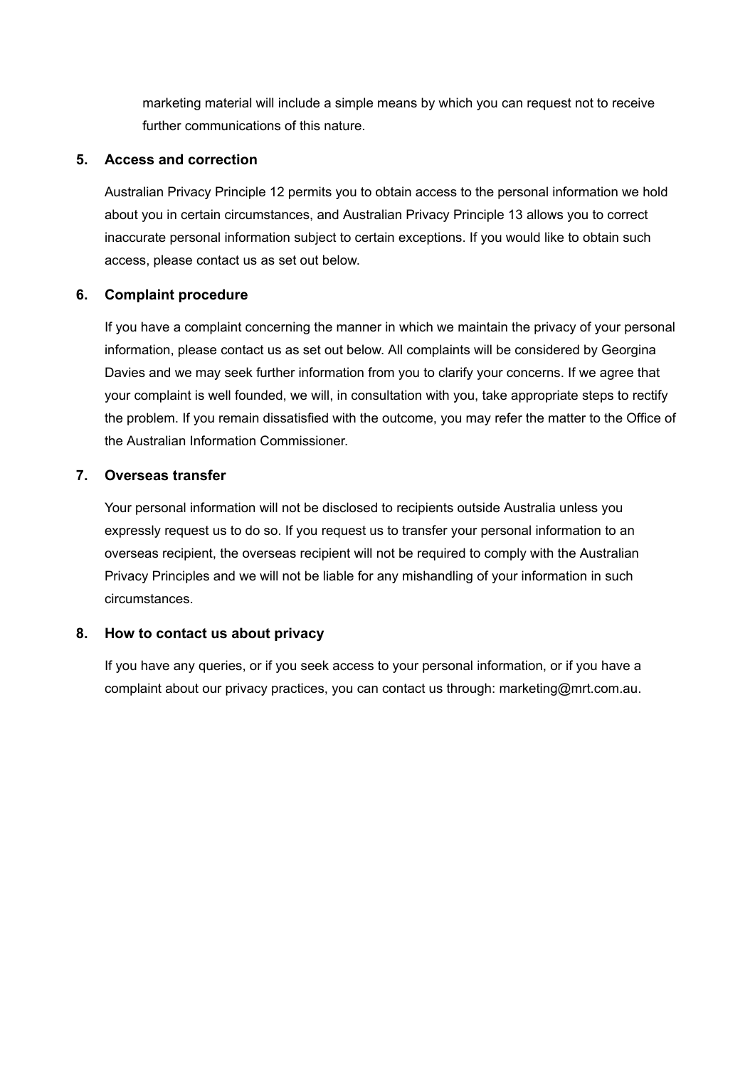marketing material will include a simple means by which you can request not to receive further communications of this nature.

## 5. Access and correction

Australian Privacy Principle 12 permits you to obtain access to the personal information we hold about you in certain circumstances, and Australian Privacy Principle 13 allows you to correct inaccurate personal information subject to certain exceptions. If you would like to obtain such access, please contact us as set out below.

## 6. Complaint procedure

If you have a complaint concerning the manner in which we maintain the privacy of your personal information, please contact us as set out below. All complaints will be considered by Georgina Davies and we may seek further information from you to clarify your concerns. If we agree that your complaint is well founded, we will, in consultation with you, take appropriate steps to rectify the problem. If you remain dissatisfied with the outcome, you may refer the matter to the Office of the Australian Information Commissioner.

## 7. Overseas transfer

Your personal information will not be disclosed to recipients outside Australia unless you expressly request us to do so. If you request us to transfer your personal information to an overseas recipient, the overseas recipient will not be required to comply with the Australian Privacy Principles and we will not be liable for any mishandling of your information in such circumstances.

## 8. How to contact us about privacy

If you have any queries, or if you seek access to your personal information, or if you have a complaint about our privacy practices, you can contact us through: marketing@mrt.com.au.